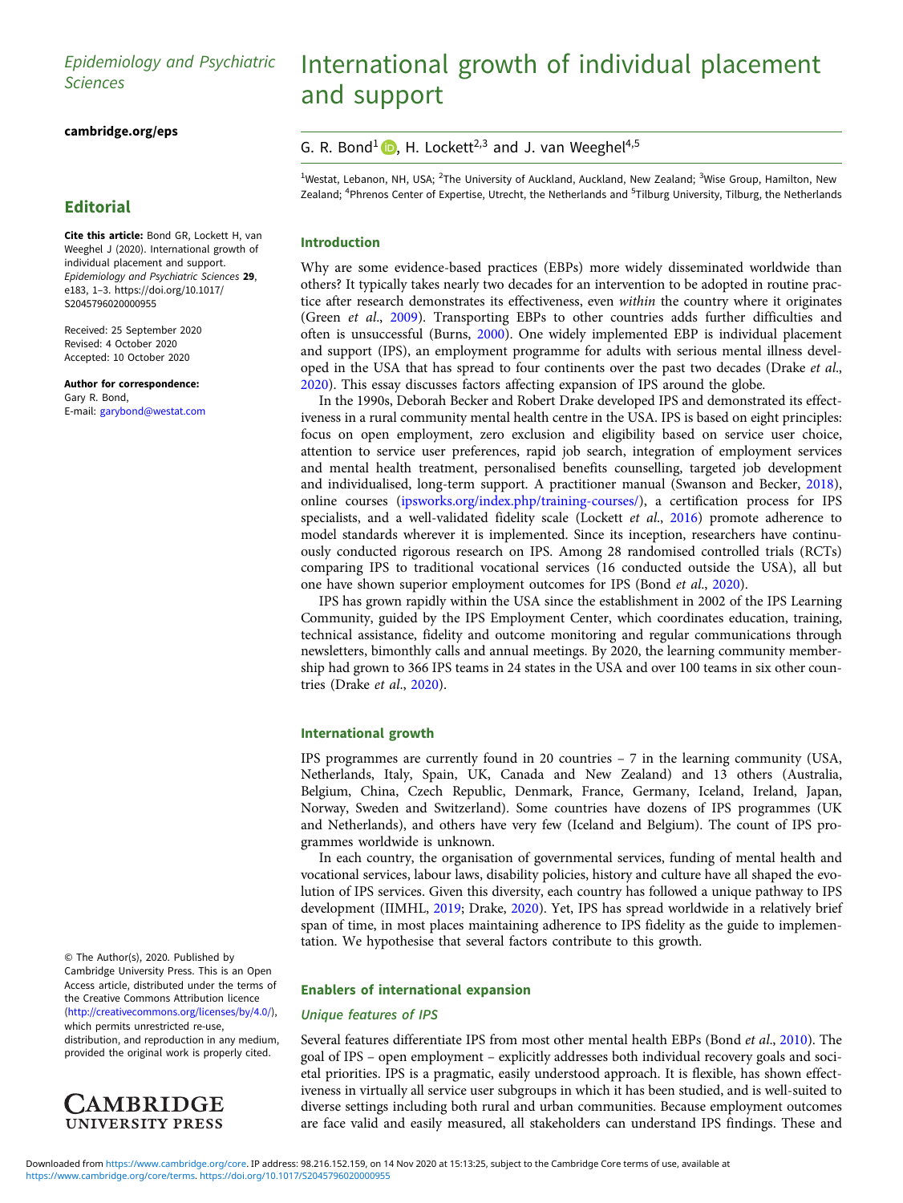Epidemiology and Psychiatric Sciences

cambridge.org/eps

## Editorial

**Cite this article:** Bond GR, Lockett H, van Weeghel J (2020). International growth of individual placement and support. *Epidemiology and Psychiatric Sciences* **29**, e183, 1–3. https://doi.org/10.1017/S2045796020000955

Received: 25 September 2020
Revised: 4 October 2020
Accepted: 10 October 2020

**Author for correspondence:**
Gary R. Bond,
E-mail: garybond@westat.com

© The Author(s), 2020. Published by Cambridge University Press. This is an Open Access article, distributed under the terms of the Creative Commons Attribution licence (http://creativecommons.org/licenses/by/4.0/), which permits unrestricted re-use, distribution, and reproduction in any medium, provided the original work is properly cited.

# International growth of individual placement and support

G. R. Bond[1], H. Lockett[2,3] and J. van Weeghel[4,5]

[1]Westat, Lebanon, NH, USA; [2]The University of Auckland, Auckland, New Zealand; [3]Wise Group, Hamilton, New Zealand; [4]Phrenos Center of Expertise, Utrecht, the Netherlands and [5]Tilburg University, Tilburg, the Netherlands

## Introduction

Why are some evidence-based practices (EBPs) more widely disseminated worldwide than others? It typically takes nearly two decades for an intervention to be adopted in routine practice after research demonstrates its effectiveness, even *within* the country where it originates (Green *et al*., 2009). Transporting EBPs to other countries adds further difficulties and often is unsuccessful (Burns, 2000). One widely implemented EBP is individual placement and support (IPS), an employment programme for adults with serious mental illness developed in the USA that has spread to four continents over the past two decades (Drake *et al*., 2020). This essay discusses factors affecting expansion of IPS around the globe.

In the 1990s, Deborah Becker and Robert Drake developed IPS and demonstrated its effectiveness in a rural community mental health centre in the USA. IPS is based on eight principles: focus on open employment, zero exclusion and eligibility based on service user choice, attention to service user preferences, rapid job search, integration of employment services and mental health treatment, personalised benefits counselling, targeted job development and individualised, long-term support. A practitioner manual (Swanson and Becker, 2018), online courses (ipsworks.org/index.php/training-courses/), a certification process for IPS specialists, and a well-validated fidelity scale (Lockett *et al*., 2016) promote adherence to model standards wherever it is implemented. Since its inception, researchers have continuously conducted rigorous research on IPS. Among 28 randomised controlled trials (RCTs) comparing IPS to traditional vocational services (16 conducted outside the USA), all but one have shown superior employment outcomes for IPS (Bond *et al*., 2020).

IPS has grown rapidly within the USA since the establishment in 2002 of the IPS Learning Community, guided by the IPS Employment Center, which coordinates education, training, technical assistance, fidelity and outcome monitoring and regular communications through newsletters, bimonthly calls and annual meetings. By 2020, the learning community membership had grown to 366 IPS teams in 24 states in the USA and over 100 teams in six other countries (Drake *et al*., 2020).

## International growth

IPS programmes are currently found in 20 countries – 7 in the learning community (USA, Netherlands, Italy, Spain, UK, Canada and New Zealand) and 13 others (Australia, Belgium, China, Czech Republic, Denmark, France, Germany, Iceland, Ireland, Japan, Norway, Sweden and Switzerland). Some countries have dozens of IPS programmes (UK and Netherlands), and others have very few (Iceland and Belgium). The count of IPS programmes worldwide is unknown.

In each country, the organisation of governmental services, funding of mental health and vocational services, labour laws, disability policies, history and culture have all shaped the evolution of IPS services. Given this diversity, each country has followed a unique pathway to IPS development (IIMHL, 2019; Drake, 2020). Yet, IPS has spread worldwide in a relatively brief span of time, in most places maintaining adherence to IPS fidelity as the guide to implementation. We hypothesise that several factors contribute to this growth.

## Enablers of international expansion

### *Unique features of IPS*

Several features differentiate IPS from most other mental health EBPs (Bond *et al*., 2010). The goal of IPS – open employment – explicitly addresses both individual recovery goals and societal priorities. IPS is a pragmatic, easily understood approach. It is flexible, has shown effectiveness in virtually all service user subgroups in which it has been studied, and is well-suited to diverse settings including both rural and urban communities. Because employment outcomes are face valid and easily measured, all stakeholders can understand IPS findings. These and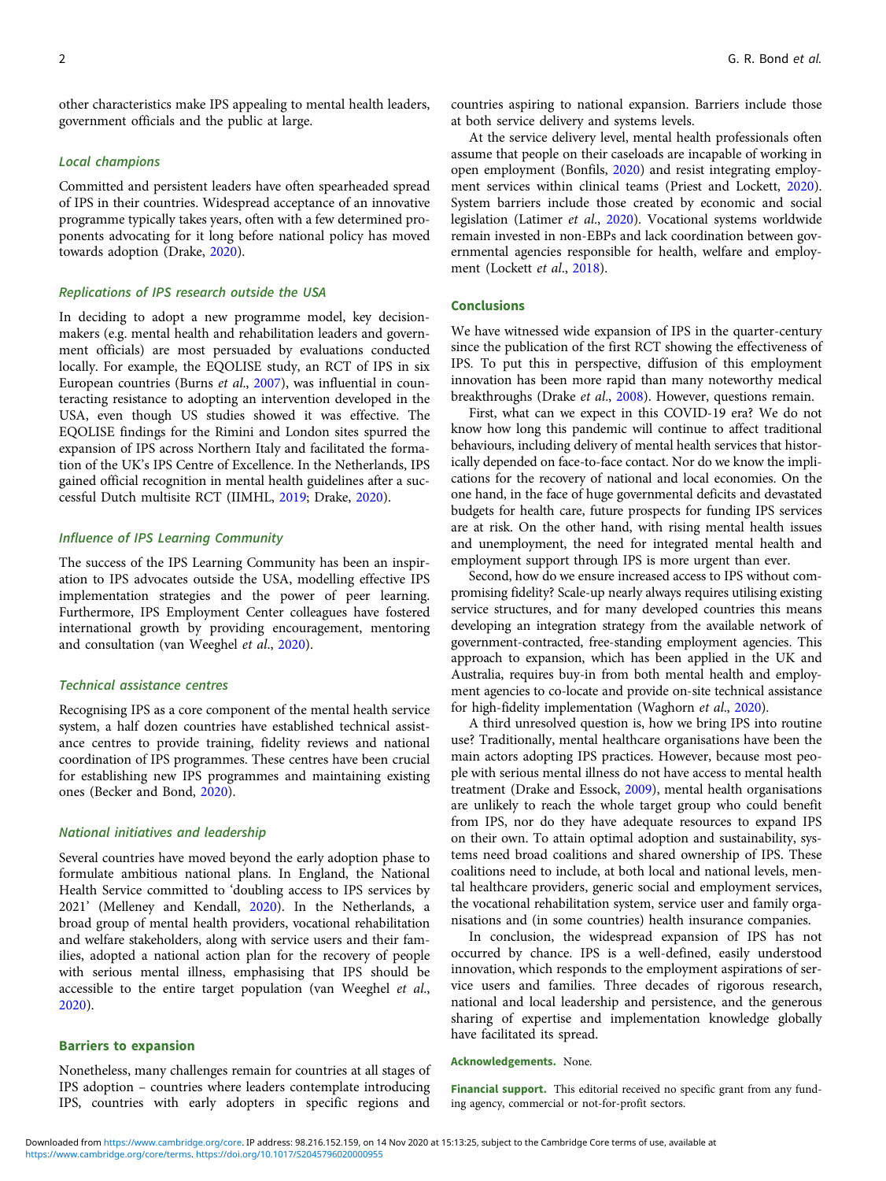other characteristics make IPS appealing to mental health leaders, government officials and the public at large.

### Local champions

Committed and persistent leaders have often spearheaded spread of IPS in their countries. Widespread acceptance of an innovative programme typically takes years, often with a few determined proponents advocating for it long before national policy has moved towards adoption (Drake, 2020).

### Replications of IPS research outside the USA

In deciding to adopt a new programme model, key decision-makers (e.g. mental health and rehabilitation leaders and government officials) are most persuaded by evaluations conducted locally. For example, the EQOLISE study, an RCT of IPS in six European countries (Burns *et al.*, 2007), was influential in counteracting resistance to adopting an intervention developed in the USA, even though US studies showed it was effective. The EQOLISE findings for the Rimini and London sites spurred the expansion of IPS across Northern Italy and facilitated the formation of the UK's IPS Centre of Excellence. In the Netherlands, IPS gained official recognition in mental health guidelines after a successful Dutch multisite RCT (IIMHL, 2019; Drake, 2020).

### Influence of IPS Learning Community

The success of the IPS Learning Community has been an inspiration to IPS advocates outside the USA, modelling effective IPS implementation strategies and the power of peer learning. Furthermore, IPS Employment Center colleagues have fostered international growth by providing encouragement, mentoring and consultation (van Weeghel *et al.*, 2020).

### Technical assistance centres

Recognising IPS as a core component of the mental health service system, a half dozen countries have established technical assistance centres to provide training, fidelity reviews and national coordination of IPS programmes. These centres have been crucial for establishing new IPS programmes and maintaining existing ones (Becker and Bond, 2020).

### National initiatives and leadership

Several countries have moved beyond the early adoption phase to formulate ambitious national plans. In England, the National Health Service committed to 'doubling access to IPS services by 2021' (Melleney and Kendall, 2020). In the Netherlands, a broad group of mental health providers, vocational rehabilitation and welfare stakeholders, along with service users and their families, adopted a national action plan for the recovery of people with serious mental illness, emphasising that IPS should be accessible to the entire target population (van Weeghel *et al.*, 2020).

## Barriers to expansion

Nonetheless, many challenges remain for countries at all stages of IPS adoption – countries where leaders contemplate introducing IPS, countries with early adopters in specific regions and countries aspiring to national expansion. Barriers include those at both service delivery and systems levels.

At the service delivery level, mental health professionals often assume that people on their caseloads are incapable of working in open employment (Bonfils, 2020) and resist integrating employment services within clinical teams (Priest and Lockett, 2020). System barriers include those created by economic and social legislation (Latimer *et al.*, 2020). Vocational systems worldwide remain invested in non-EBPs and lack coordination between governmental agencies responsible for health, welfare and employment (Lockett *et al.*, 2018).

## Conclusions

We have witnessed wide expansion of IPS in the quarter-century since the publication of the first RCT showing the effectiveness of IPS. To put this in perspective, diffusion of this employment innovation has been more rapid than many noteworthy medical breakthroughs (Drake *et al.*, 2008). However, questions remain.

First, what can we expect in this COVID-19 era? We do not know how long this pandemic will continue to affect traditional behaviours, including delivery of mental health services that historically depended on face-to-face contact. Nor do we know the implications for the recovery of national and local economies. On the one hand, in the face of huge governmental deficits and devastated budgets for health care, future prospects for funding IPS services are at risk. On the other hand, with rising mental health issues and unemployment, the need for integrated mental health and employment support through IPS is more urgent than ever.

Second, how do we ensure increased access to IPS without compromising fidelity? Scale-up nearly always requires utilising existing service structures, and for many developed countries this means developing an integration strategy from the available network of government-contracted, free-standing employment agencies. This approach to expansion, which has been applied in the UK and Australia, requires buy-in from both mental health and employment agencies to co-locate and provide on-site technical assistance for high-fidelity implementation (Waghorn *et al.*, 2020).

A third unresolved question is, how we bring IPS into routine use? Traditionally, mental healthcare organisations have been the main actors adopting IPS practices. However, because most people with serious mental illness do not have access to mental health treatment (Drake and Essock, 2009), mental health organisations are unlikely to reach the whole target group who could benefit from IPS, nor do they have adequate resources to expand IPS on their own. To attain optimal adoption and sustainability, systems need broad coalitions and shared ownership of IPS. These coalitions need to include, at both local and national levels, mental healthcare providers, generic social and employment services, the vocational rehabilitation system, service user and family organisations and (in some countries) health insurance companies.

In conclusion, the widespread expansion of IPS has not occurred by chance. IPS is a well-defined, easily understood innovation, which responds to the employment aspirations of service users and families. Three decades of rigorous research, national and local leadership and persistence, and the generous sharing of expertise and implementation knowledge globally have facilitated its spread.

**Acknowledgements.** None.

**Financial support.** This editorial received no specific grant from any funding agency, commercial or not-for-profit sectors.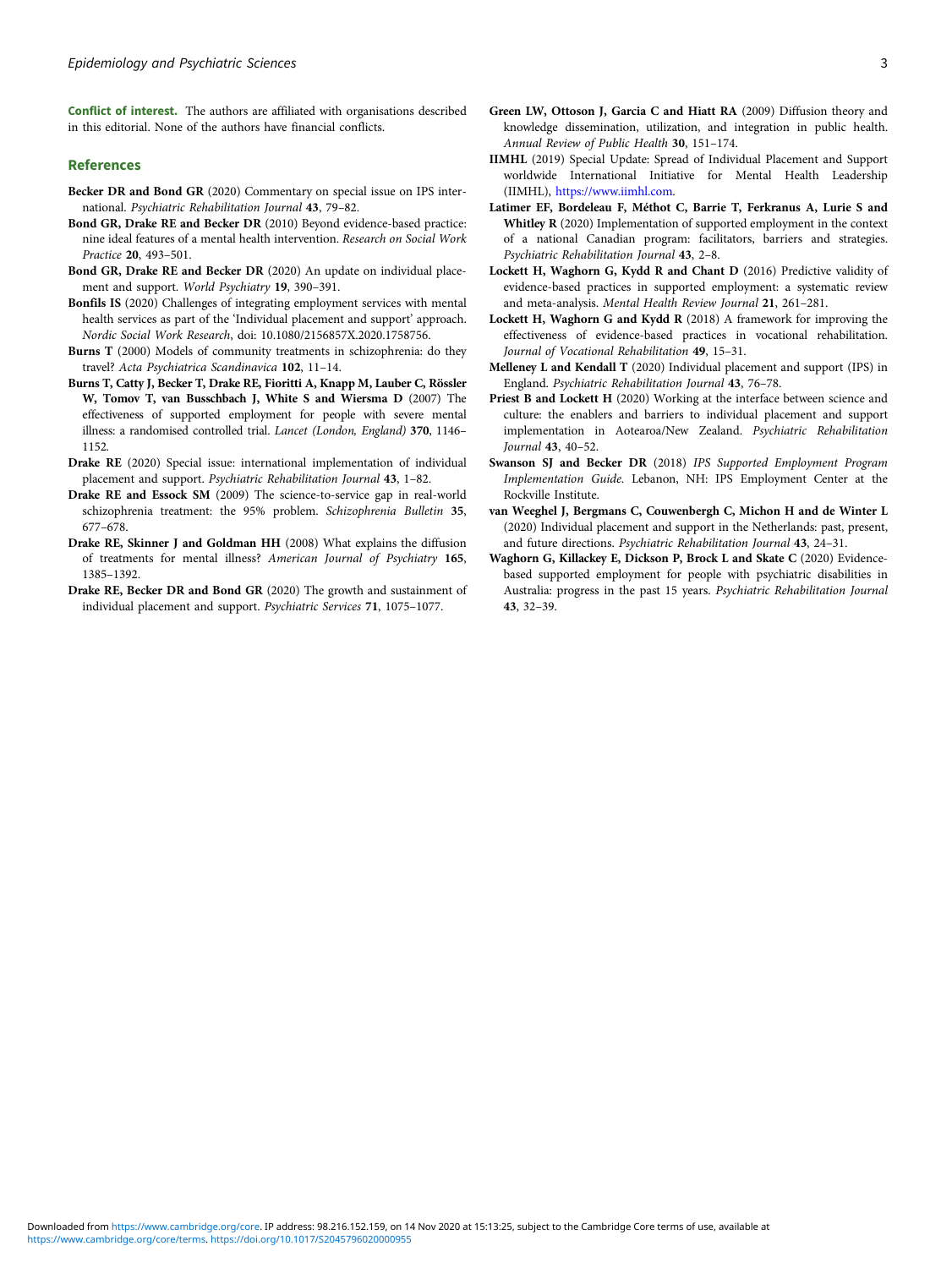**Conflict of interest.** The authors are affiliated with organisations described in this editorial. None of the authors have financial conflicts.

## References

**Becker DR and Bond GR** (2020) Commentary on special issue on IPS international. *Psychiatric Rehabilitation Journal* **43**, 79–82.

**Bond GR, Drake RE and Becker DR** (2010) Beyond evidence-based practice: nine ideal features of a mental health intervention. *Research on Social Work Practice* **20**, 493–501.

**Bond GR, Drake RE and Becker DR** (2020) An update on individual placement and support. *World Psychiatry* **19**, 390–391.

**Bonfils IS** (2020) Challenges of integrating employment services with mental health services as part of the 'Individual placement and support' approach. *Nordic Social Work Research*, doi: 10.1080/2156857X.2020.1758756.

**Burns T** (2000) Models of community treatments in schizophrenia: do they travel? *Acta Psychiatrica Scandinavica* **102**, 11–14.

**Burns T, Catty J, Becker T, Drake RE, Fioritti A, Knapp M, Lauber C, Rössler W, Tomov T, van Busschbach J, White S and Wiersma D** (2007) The effectiveness of supported employment for people with severe mental illness: a randomised controlled trial. *Lancet (London, England)* **370**, 1146–1152.

**Drake RE** (2020) Special issue: international implementation of individual placement and support. *Psychiatric Rehabilitation Journal* **43**, 1–82.

**Drake RE and Essock SM** (2009) The science-to-service gap in real-world schizophrenia treatment: the 95% problem. *Schizophrenia Bulletin* **35**, 677–678.

**Drake RE, Skinner J and Goldman HH** (2008) What explains the diffusion of treatments for mental illness? *American Journal of Psychiatry* **165**, 1385–1392.

**Drake RE, Becker DR and Bond GR** (2020) The growth and sustainment of individual placement and support. *Psychiatric Services* **71**, 1075–1077.

**Green LW, Ottoson J, Garcia C and Hiatt RA** (2009) Diffusion theory and knowledge dissemination, utilization, and integration in public health. *Annual Review of Public Health* **30**, 151–174.

**IIMHL** (2019) Special Update: Spread of Individual Placement and Support worldwide International Initiative for Mental Health Leadership (IIMHL), https://www.iimhl.com.

**Latimer EF, Bordeleau F, Méthot C, Barrie T, Ferkranus A, Lurie S and Whitley R** (2020) Implementation of supported employment in the context of a national Canadian program: facilitators, barriers and strategies. *Psychiatric Rehabilitation Journal* **43**, 2–8.

**Lockett H, Waghorn G, Kydd R and Chant D** (2016) Predictive validity of evidence-based practices in supported employment: a systematic review and meta-analysis. *Mental Health Review Journal* **21**, 261–281.

**Lockett H, Waghorn G and Kydd R** (2018) A framework for improving the effectiveness of evidence-based practices in vocational rehabilitation. *Journal of Vocational Rehabilitation* **49**, 15–31.

**Melleney L and Kendall T** (2020) Individual placement and support (IPS) in England. *Psychiatric Rehabilitation Journal* **43**, 76–78.

**Priest B and Lockett H** (2020) Working at the interface between science and culture: the enablers and barriers to individual placement and support implementation in Aotearoa/New Zealand. *Psychiatric Rehabilitation Journal* **43**, 40–52.

**Swanson SJ and Becker DR** (2018) *IPS Supported Employment Program Implementation Guide*. Lebanon, NH: IPS Employment Center at the Rockville Institute.

**van Weeghel J, Bergmans C, Couwenbergh C, Michon H and de Winter L** (2020) Individual placement and support in the Netherlands: past, present, and future directions. *Psychiatric Rehabilitation Journal* **43**, 24–31.

**Waghorn G, Killackey E, Dickson P, Brock L and Skate C** (2020) Evidence-based supported employment for people with psychiatric disabilities in Australia: progress in the past 15 years. *Psychiatric Rehabilitation Journal* **43**, 32–39.